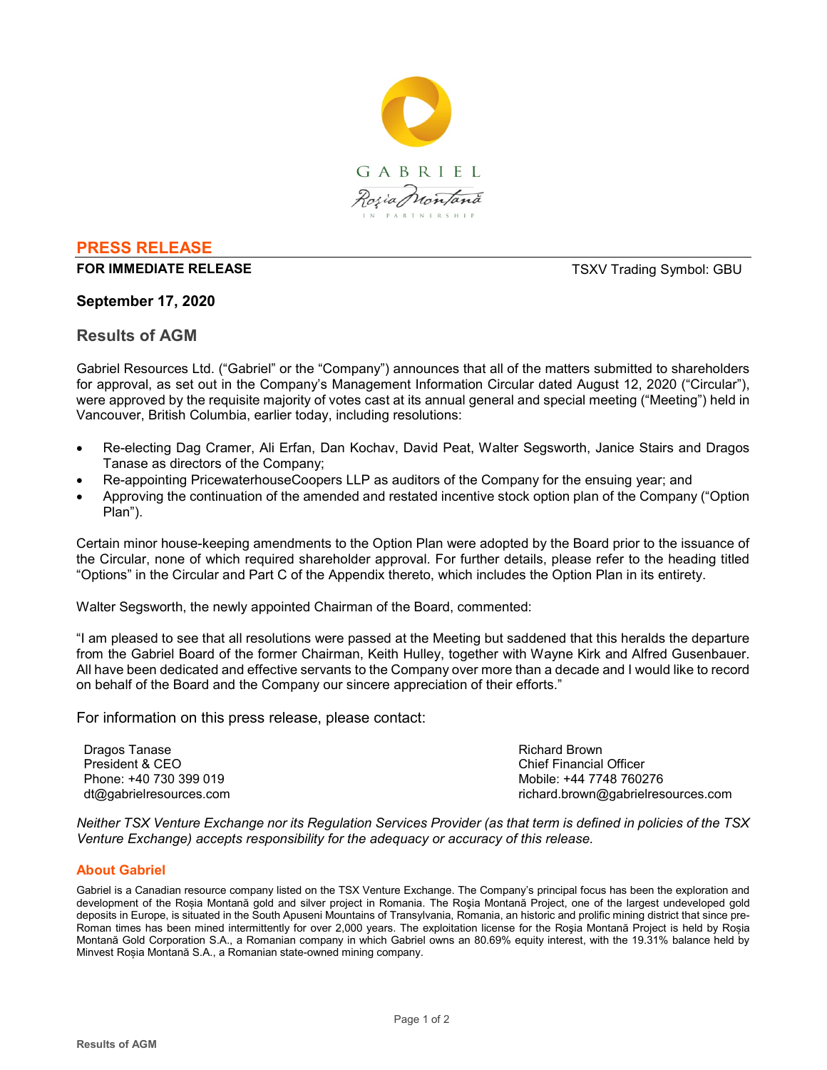GABRIEL

Roşia Montană

IN PARTNERSHIP

## PRESS RELEASE

**FOR IMMEDIATE RELEASE** TSXV Trading Symbol: GBU

**September 17, 2020**

### Results of AGM

Gabriel Resources Ltd. ("Gabriel" or the "Company") announces that all of the matters submitted to shareholders for approval, as set out in the Company's Management Information Circular dated August 12, 2020 ("Circular"), were approved by the requisite majority of votes cast at its annual general and special meeting ("Meeting") held in Vancouver, British Columbia, earlier today, including resolutions:

- Re-electing Dag Cramer, Ali Erfan, Dan Kochav, David Peat, Walter Segsworth, Janice Stairs and Dragos Tanase as directors of the Company;
- Re-appointing PricewaterhouseCoopers LLP as auditors of the Company for the ensuing year; and
- Approving the continuation of the amended and restated incentive stock option plan of the Company ("Option Plan").

Certain minor house-keeping amendments to the Option Plan were adopted by the Board prior to the issuance of the Circular, none of which required shareholder approval. For further details, please refer to the heading titled "Options" in the Circular and Part C of the Appendix thereto, which includes the Option Plan in its entirety.

Walter Segsworth, the newly appointed Chairman of the Board, commented:

"I am pleased to see that all resolutions were passed at the Meeting but saddened that this heralds the departure from the Gabriel Board of the former Chairman, Keith Hulley, together with Wayne Kirk and Alfred Gusenbauer. All have been dedicated and effective servants to the Company over more than a decade and I would like to record on behalf of the Board and the Company our sincere appreciation of their efforts."

For information on this press release, please contact:

Dragos Tanase
President & CEO
Phone: +40 730 399 019
dt@gabrielresources.com

Richard Brown
Chief Financial Officer
Mobile: +44 7748 760276
richard.brown@gabrielresources.com

*Neither TSX Venture Exchange nor its Regulation Services Provider (as that term is defined in policies of the TSX Venture Exchange) accepts responsibility for the adequacy or accuracy of this release.*

### About Gabriel

Gabriel is a Canadian resource company listed on the TSX Venture Exchange. The Company's principal focus has been the exploration and development of the Roșia Montană gold and silver project in Romania. The Roşia Montană Project, one of the largest undeveloped gold deposits in Europe, is situated in the South Apuseni Mountains of Transylvania, Romania, an historic and prolific mining district that since pre-Roman times has been mined intermittently for over 2,000 years. The exploitation license for the Roşia Montană Project is held by Roșia Montană Gold Corporation S.A., a Romanian company in which Gabriel owns an 80.69% equity interest, with the 19.31% balance held by Minvest Roșia Montană S.A., a Romanian state-owned mining company.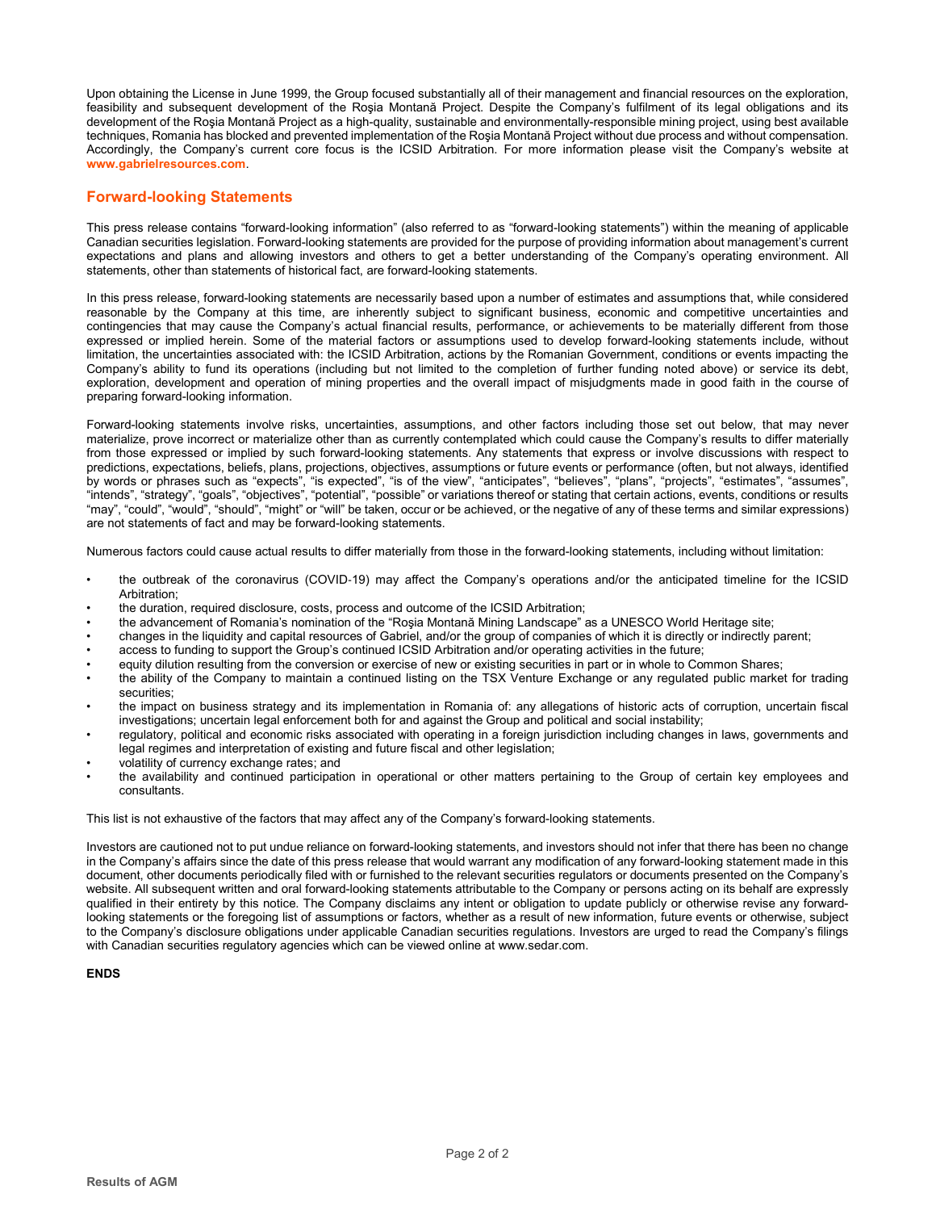Upon obtaining the License in June 1999, the Group focused substantially all of their management and financial resources on the exploration, feasibility and subsequent development of the Roşia Montană Project. Despite the Company's fulfilment of its legal obligations and its development of the Roşia Montană Project as a high-quality, sustainable and environmentally-responsible mining project, using best available techniques, Romania has blocked and prevented implementation of the Roşia Montană Project without due process and without compensation. Accordingly, the Company's current core focus is the ICSID Arbitration. For more information please visit the Company's website at **www.gabrielresources.com**.

## Forward-looking Statements

This press release contains "forward-looking information" (also referred to as "forward-looking statements") within the meaning of applicable Canadian securities legislation. Forward-looking statements are provided for the purpose of providing information about management's current expectations and plans and allowing investors and others to get a better understanding of the Company's operating environment. All statements, other than statements of historical fact, are forward-looking statements.

In this press release, forward-looking statements are necessarily based upon a number of estimates and assumptions that, while considered reasonable by the Company at this time, are inherently subject to significant business, economic and competitive uncertainties and contingencies that may cause the Company's actual financial results, performance, or achievements to be materially different from those expressed or implied herein. Some of the material factors or assumptions used to develop forward-looking statements include, without limitation, the uncertainties associated with: the ICSID Arbitration, actions by the Romanian Government, conditions or events impacting the Company's ability to fund its operations (including but not limited to the completion of further funding noted above) or service its debt, exploration, development and operation of mining properties and the overall impact of misjudgments made in good faith in the course of preparing forward-looking information.

Forward-looking statements involve risks, uncertainties, assumptions, and other factors including those set out below, that may never materialize, prove incorrect or materialize other than as currently contemplated which could cause the Company's results to differ materially from those expressed or implied by such forward-looking statements. Any statements that express or involve discussions with respect to predictions, expectations, beliefs, plans, projections, objectives, assumptions or future events or performance (often, but not always, identified by words or phrases such as "expects", "is expected", "is of the view", "anticipates", "believes", "plans", "projects", "estimates", "assumes", "intends", "strategy", "goals", "objectives", "potential", "possible" or variations thereof or stating that certain actions, events, conditions or results "may", "could", "would", "should", "might" or "will" be taken, occur or be achieved, or the negative of any of these terms and similar expressions) are not statements of fact and may be forward-looking statements.

Numerous factors could cause actual results to differ materially from those in the forward-looking statements, including without limitation:

- the outbreak of the coronavirus (COVID-19) may affect the Company's operations and/or the anticipated timeline for the ICSID Arbitration;
- the duration, required disclosure, costs, process and outcome of the ICSID Arbitration;
- the advancement of Romania's nomination of the "Roşia Montană Mining Landscape" as a UNESCO World Heritage site;
- changes in the liquidity and capital resources of Gabriel, and/or the group of companies of which it is directly or indirectly parent;
- access to funding to support the Group's continued ICSID Arbitration and/or operating activities in the future;
- equity dilution resulting from the conversion or exercise of new or existing securities in part or in whole to Common Shares;
- the ability of the Company to maintain a continued listing on the TSX Venture Exchange or any regulated public market for trading securities;
- the impact on business strategy and its implementation in Romania of: any allegations of historic acts of corruption, uncertain fiscal investigations; uncertain legal enforcement both for and against the Group and political and social instability;
- regulatory, political and economic risks associated with operating in a foreign jurisdiction including changes in laws, governments and legal regimes and interpretation of existing and future fiscal and other legislation;
- volatility of currency exchange rates; and
- the availability and continued participation in operational or other matters pertaining to the Group of certain key employees and consultants.

This list is not exhaustive of the factors that may affect any of the Company's forward-looking statements.

Investors are cautioned not to put undue reliance on forward-looking statements, and investors should not infer that there has been no change in the Company's affairs since the date of this press release that would warrant any modification of any forward-looking statement made in this document, other documents periodically filed with or furnished to the relevant securities regulators or documents presented on the Company's website. All subsequent written and oral forward-looking statements attributable to the Company or persons acting on its behalf are expressly qualified in their entirety by this notice. The Company disclaims any intent or obligation to update publicly or otherwise revise any forward-looking statements or the foregoing list of assumptions or factors, whether as a result of new information, future events or otherwise, subject to the Company's disclosure obligations under applicable Canadian securities regulations. Investors are urged to read the Company's filings with Canadian securities regulatory agencies which can be viewed online at www.sedar.com.

**ENDS**